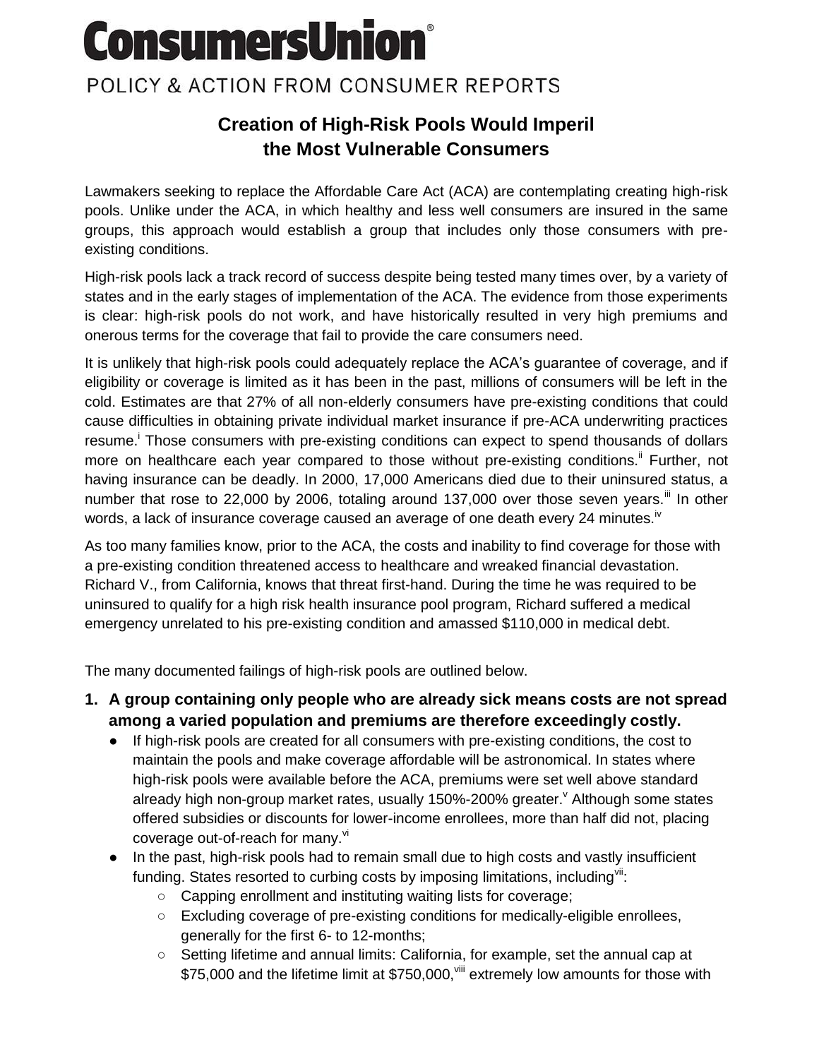# ConsumersUnion®

POLICY & ACTION FROM CONSUMER REPORTS

## Creation of High-Risk Pools Would Imperil the Most Vulnerable Consumers

Lawmakers seeking to replace the Affordable Care Act (ACA) are contemplating creating high-risk pools. Unlike under the ACA, in which healthy and less well consumers are insured in the same groups, this approach would establish a group that includes only those consumers with pre-existing conditions.

High-risk pools lack a track record of success despite being tested many times over, by a variety of states and in the early stages of implementation of the ACA. The evidence from those experiments is clear: high-risk pools do not work, and have historically resulted in very high premiums and onerous terms for the coverage that fail to provide the care consumers need.

It is unlikely that high-risk pools could adequately replace the ACA's guarantee of coverage, and if eligibility or coverage is limited as it has been in the past, millions of consumers will be left in the cold. Estimates are that 27% of all non-elderly consumers have pre-existing conditions that could cause difficulties in obtaining private individual market insurance if pre-ACA underwriting practices resume.[i] Those consumers with pre-existing conditions can expect to spend thousands of dollars more on healthcare each year compared to those without pre-existing conditions.[ii] Further, not having insurance can be deadly. In 2000, 17,000 Americans died due to their uninsured status, a number that rose to 22,000 by 2006, totaling around 137,000 over those seven years.[iii] In other words, a lack of insurance coverage caused an average of one death every 24 minutes.[iv]

As too many families know, prior to the ACA, the costs and inability to find coverage for those with a pre-existing condition threatened access to healthcare and wreaked financial devastation. Richard V., from California, knows that threat first-hand. During the time he was required to be uninsured to qualify for a high risk health insurance pool program, Richard suffered a medical emergency unrelated to his pre-existing condition and amassed $110,000 in medical debt.

The many documented failings of high-risk pools are outlined below.

1. **A group containing only people who are already sick means costs are not spread among a varied population and premiums are therefore exceedingly costly.**
   - If high-risk pools are created for all consumers with pre-existing conditions, the cost to maintain the pools and make coverage affordable will be astronomical. In states where high-risk pools were available before the ACA, premiums were set well above standard already high non-group market rates, usually 150%-200% greater.[v] Although some states offered subsidies or discounts for lower-income enrollees, more than half did not, placing coverage out-of-reach for many.[vi]
   - In the past, high-risk pools had to remain small due to high costs and vastly insufficient funding. States resorted to curbing costs by imposing limitations, including[vii]:
     - Capping enrollment and instituting waiting lists for coverage;
     - Excluding coverage of pre-existing conditions for medically-eligible enrollees, generally for the first 6- to 12-months;
     - Setting lifetime and annual limits: California, for example, set the annual cap at $75,000 and the lifetime limit at $750,000,[viii] extremely low amounts for those with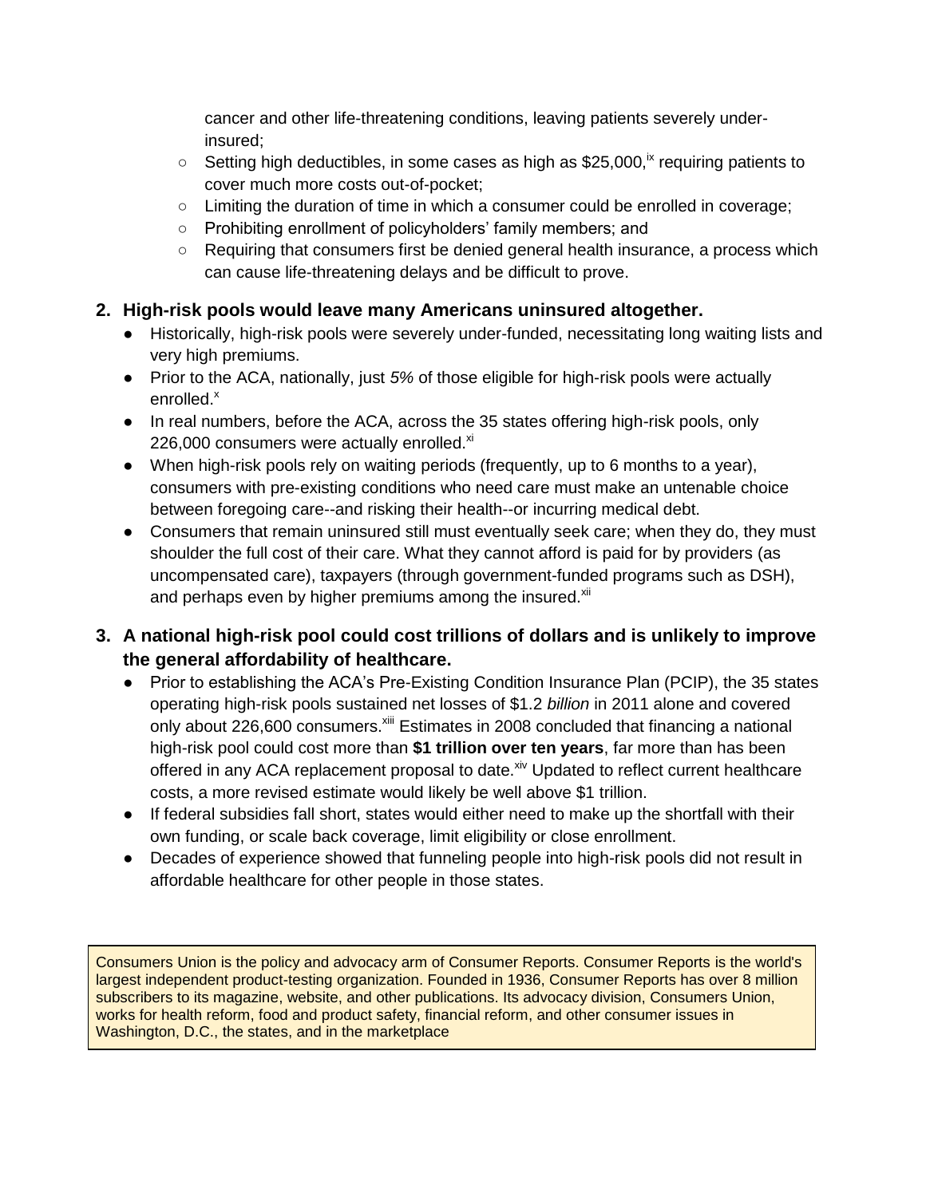cancer and other life-threatening conditions, leaving patients severely under-insured;
  - Setting high deductibles, in some cases as high as $25,000,[ix] requiring patients to cover much more costs out-of-pocket;
  - Limiting the duration of time in which a consumer could be enrolled in coverage;
  - Prohibiting enrollment of policyholders' family members; and
  - Requiring that consumers first be denied general health insurance, a process which can cause life-threatening delays and be difficult to prove.

2. **High-risk pools would leave many Americans uninsured altogether.**
   - Historically, high-risk pools were severely under-funded, necessitating long waiting lists and very high premiums.
   - Prior to the ACA, nationally, just *5%* of those eligible for high-risk pools were actually enrolled.[x]
   - In real numbers, before the ACA, across the 35 states offering high-risk pools, only 226,000 consumers were actually enrolled.[xi]
   - When high-risk pools rely on waiting periods (frequently, up to 6 months to a year), consumers with pre-existing conditions who need care must make an untenable choice between foregoing care--and risking their health--or incurring medical debt.
   - Consumers that remain uninsured still must eventually seek care; when they do, they must shoulder the full cost of their care. What they cannot afford is paid for by providers (as uncompensated care), taxpayers (through government-funded programs such as DSH), and perhaps even by higher premiums among the insured.[xii]

3. **A national high-risk pool could cost trillions of dollars and is unlikely to improve the general affordability of healthcare.**
   - Prior to establishing the ACA's Pre-Existing Condition Insurance Plan (PCIP), the 35 states operating high-risk pools sustained net losses of $1.2 *billion* in 2011 alone and covered only about 226,600 consumers.[xiii] Estimates in 2008 concluded that financing a national high-risk pool could cost more than **$1 trillion over ten years**, far more than has been offered in any ACA replacement proposal to date.[xiv] Updated to reflect current healthcare costs, a more revised estimate would likely be well above $1 trillion.
   - If federal subsidies fall short, states would either need to make up the shortfall with their own funding, or scale back coverage, limit eligibility or close enrollment.
   - Decades of experience showed that funneling people into high-risk pools did not result in affordable healthcare for other people in those states.

Consumers Union is the policy and advocacy arm of Consumer Reports. Consumer Reports is the world's largest independent product-testing organization. Founded in 1936, Consumer Reports has over 8 million subscribers to its magazine, website, and other publications. Its advocacy division, Consumers Union, works for health reform, food and product safety, financial reform, and other consumer issues in Washington, D.C., the states, and in the marketplace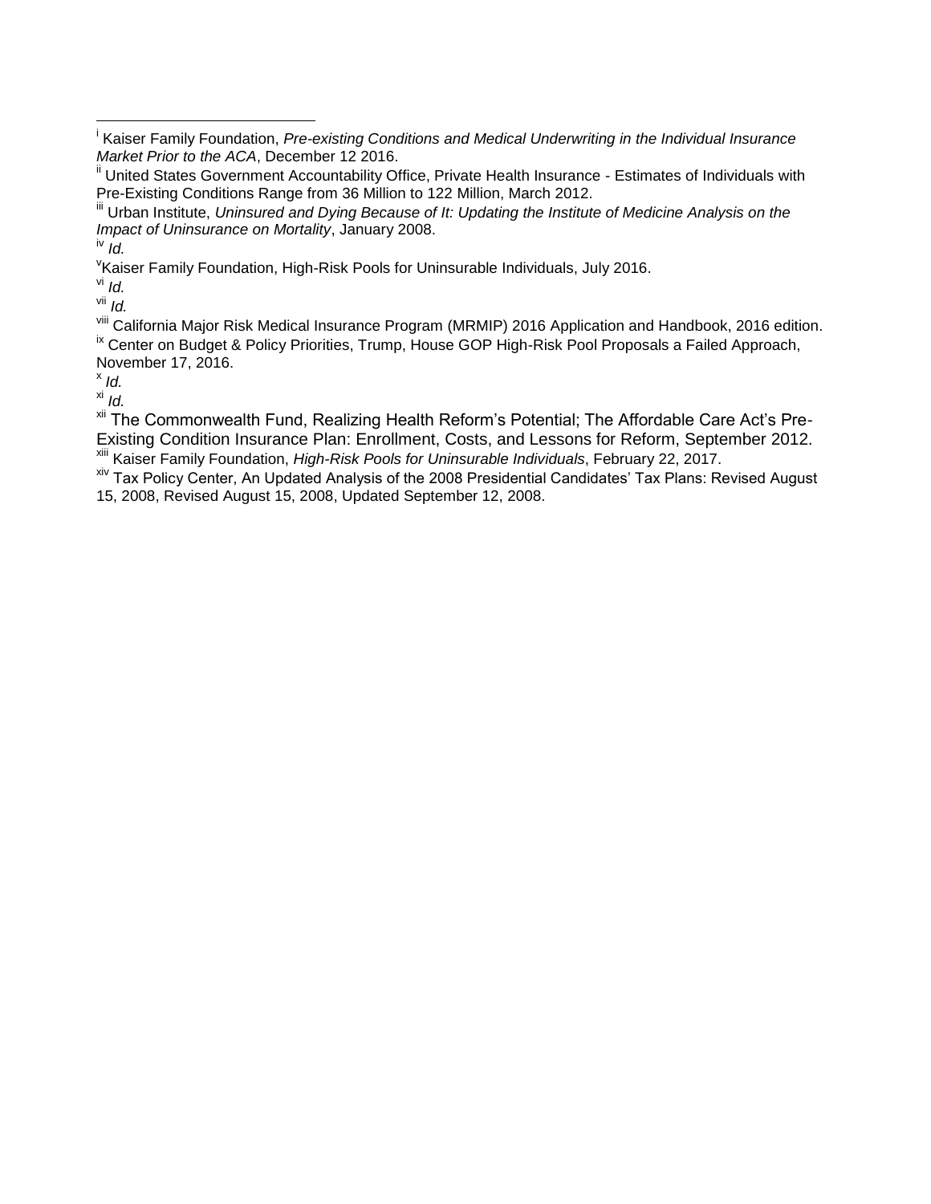[i] Kaiser Family Foundation, *Pre-existing Conditions and Medical Underwriting in the Individual Insurance Market Prior to the ACA*, December 12 2016.

[ii] United States Government Accountability Office, Private Health Insurance - Estimates of Individuals with Pre-Existing Conditions Range from 36 Million to 122 Million, March 2012.

[iii] Urban Institute, *Uninsured and Dying Because of It: Updating the Institute of Medicine Analysis on the Impact of Uninsurance on Mortality*, January 2008.

[iv] *Id.*

[v] Kaiser Family Foundation, High-Risk Pools for Uninsurable Individuals, July 2016.

[vi] *Id.*

[vii] *Id.*

[viii] California Major Risk Medical Insurance Program (MRMIP) 2016 Application and Handbook, 2016 edition.

[ix] Center on Budget & Policy Priorities, Trump, House GOP High-Risk Pool Proposals a Failed Approach, November 17, 2016.

[x] *Id.*

[xi] *Id.*

[xii] The Commonwealth Fund, Realizing Health Reform's Potential; The Affordable Care Act's Pre-Existing Condition Insurance Plan: Enrollment, Costs, and Lessons for Reform, September 2012.

[xiii] Kaiser Family Foundation, *High-Risk Pools for Uninsurable Individuals*, February 22, 2017.

[xiv] Tax Policy Center, An Updated Analysis of the 2008 Presidential Candidates' Tax Plans: Revised August 15, 2008, Revised August 15, 2008, Updated September 12, 2008.